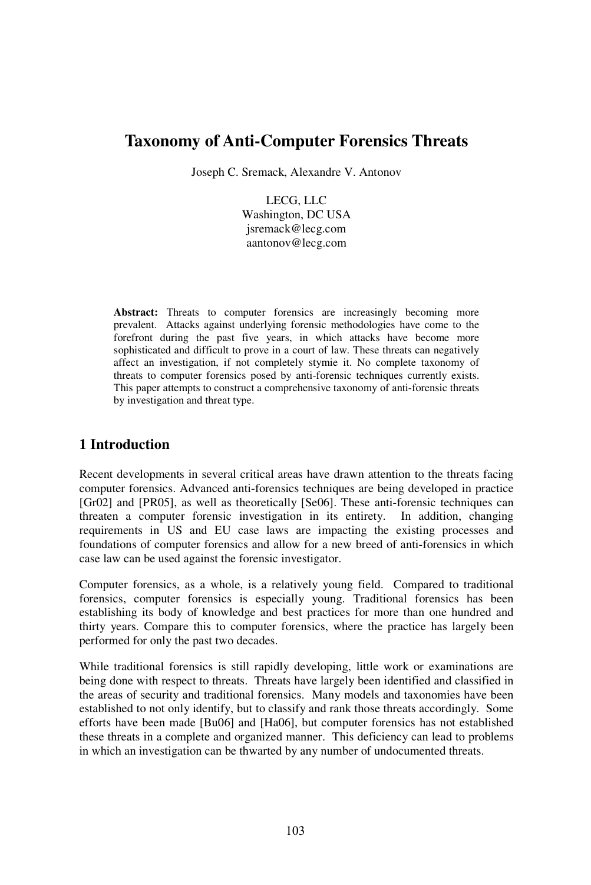# Taxonomy of Anti-Computer Forensics Threats

Joseph C. Sremack, Alexandre V. Antonov

LECG, LLC
Washington, DC USA
jsremack@lecg.com
aantonov@lecg.com

**Abstract:** Threats to computer forensics are increasingly becoming more prevalent. Attacks against underlying forensic methodologies have come to the forefront during the past five years, in which attacks have become more sophisticated and difficult to prove in a court of law. These threats can negatively affect an investigation, if not completely stymie it. No complete taxonomy of threats to computer forensics posed by anti-forensic techniques currently exists. This paper attempts to construct a comprehensive taxonomy of anti-forensic threats by investigation and threat type.

## 1 Introduction

Recent developments in several critical areas have drawn attention to the threats facing computer forensics. Advanced anti-forensics techniques are being developed in practice [Gr02] and [PR05], as well as theoretically [Se06]. These anti-forensic techniques can threaten a computer forensic investigation in its entirety. In addition, changing requirements in US and EU case laws are impacting the existing processes and foundations of computer forensics and allow for a new breed of anti-forensics in which case law can be used against the forensic investigator.

Computer forensics, as a whole, is a relatively young field. Compared to traditional forensics, computer forensics is especially young. Traditional forensics has been establishing its body of knowledge and best practices for more than one hundred and thirty years. Compare this to computer forensics, where the practice has largely been performed for only the past two decades.

While traditional forensics is still rapidly developing, little work or examinations are being done with respect to threats. Threats have largely been identified and classified in the areas of security and traditional forensics. Many models and taxonomies have been established to not only identify, but to classify and rank those threats accordingly. Some efforts have been made [Bu06] and [Ha06], but computer forensics has not established these threats in a complete and organized manner. This deficiency can lead to problems in which an investigation can be thwarted by any number of undocumented threats.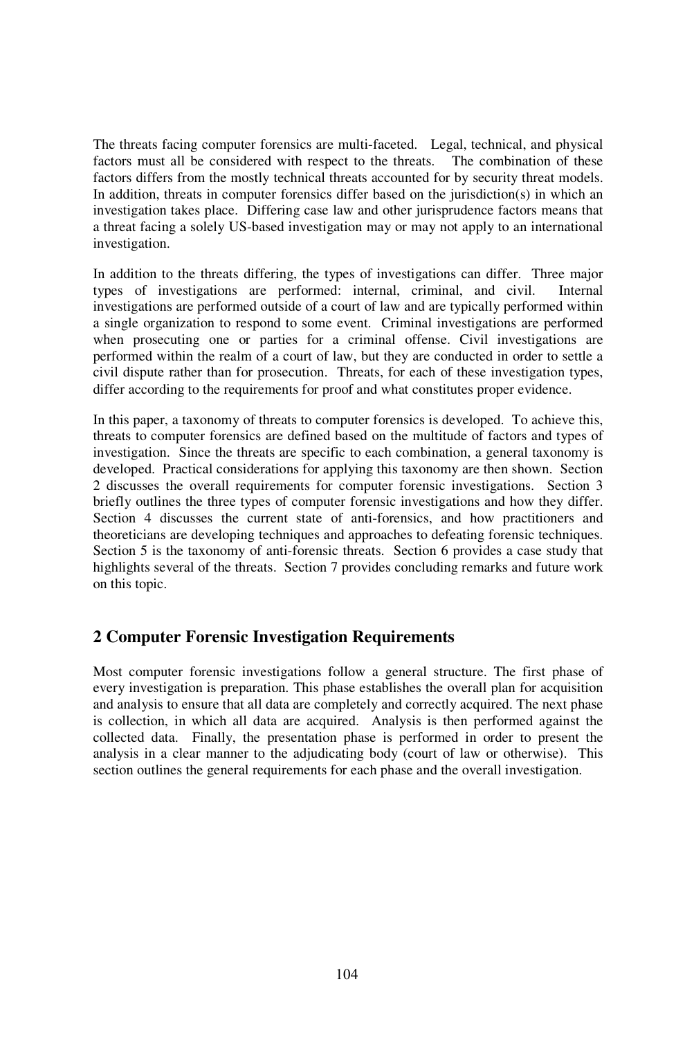The threats facing computer forensics are multi-faceted. Legal, technical, and physical factors must all be considered with respect to the threats. The combination of these factors differs from the mostly technical threats accounted for by security threat models. In addition, threats in computer forensics differ based on the jurisdiction(s) in which an investigation takes place. Differing case law and other jurisprudence factors means that a threat facing a solely US-based investigation may or may not apply to an international investigation.

In addition to the threats differing, the types of investigations can differ. Three major types of investigations are performed: internal, criminal, and civil. Internal investigations are performed outside of a court of law and are typically performed within a single organization to respond to some event. Criminal investigations are performed when prosecuting one or parties for a criminal offense. Civil investigations are performed within the realm of a court of law, but they are conducted in order to settle a civil dispute rather than for prosecution. Threats, for each of these investigation types, differ according to the requirements for proof and what constitutes proper evidence.

In this paper, a taxonomy of threats to computer forensics is developed. To achieve this, threats to computer forensics are defined based on the multitude of factors and types of investigation. Since the threats are specific to each combination, a general taxonomy is developed. Practical considerations for applying this taxonomy are then shown. Section 2 discusses the overall requirements for computer forensic investigations. Section 3 briefly outlines the three types of computer forensic investigations and how they differ. Section 4 discusses the current state of anti-forensics, and how practitioners and theoreticians are developing techniques and approaches to defeating forensic techniques. Section 5 is the taxonomy of anti-forensic threats. Section 6 provides a case study that highlights several of the threats. Section 7 provides concluding remarks and future work on this topic.

## 2 Computer Forensic Investigation Requirements

Most computer forensic investigations follow a general structure. The first phase of every investigation is preparation. This phase establishes the overall plan for acquisition and analysis to ensure that all data are completely and correctly acquired. The next phase is collection, in which all data are acquired. Analysis is then performed against the collected data. Finally, the presentation phase is performed in order to present the analysis in a clear manner to the adjudicating body (court of law or otherwise). This section outlines the general requirements for each phase and the overall investigation.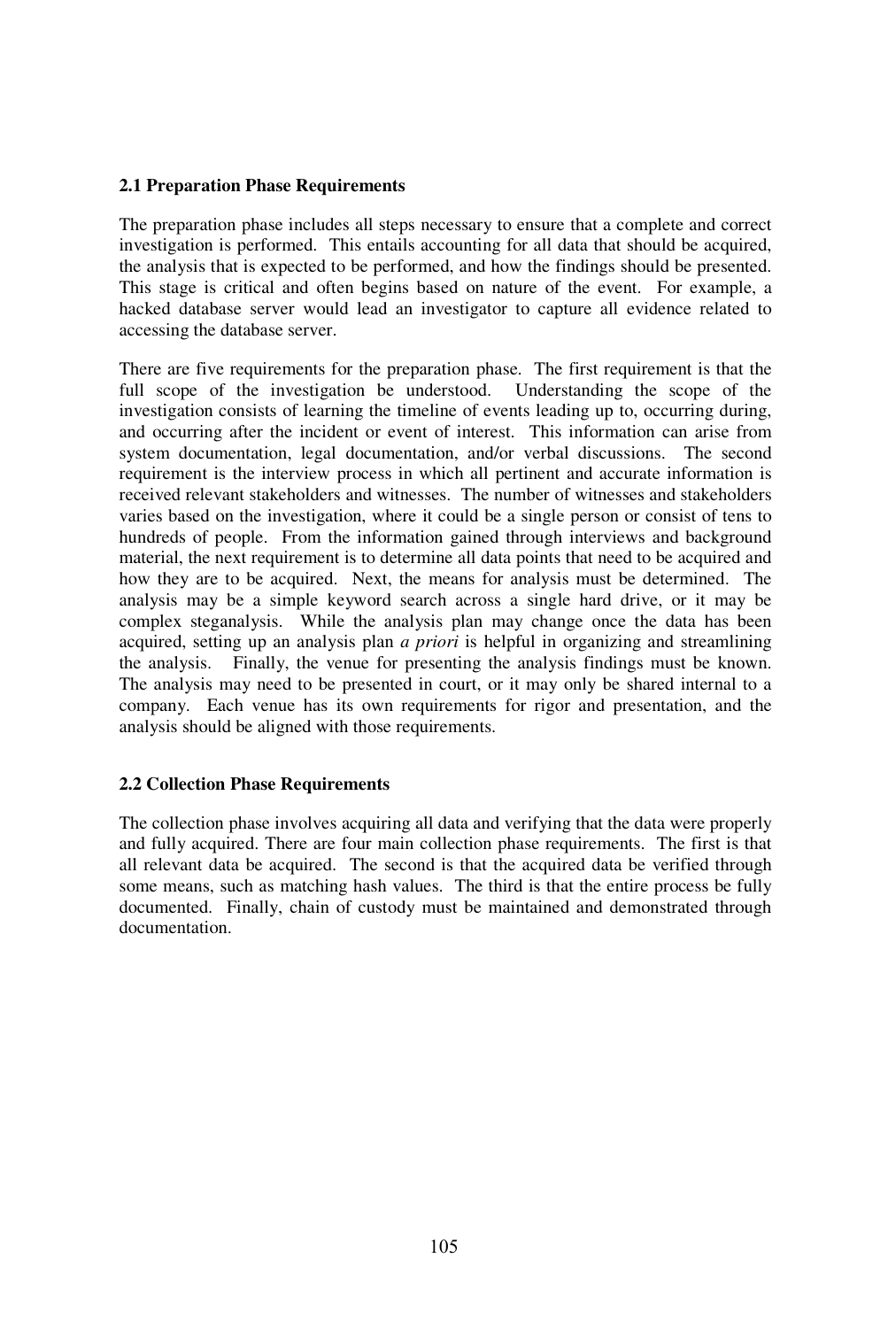### 2.1 Preparation Phase Requirements

The preparation phase includes all steps necessary to ensure that a complete and correct investigation is performed. This entails accounting for all data that should be acquired, the analysis that is expected to be performed, and how the findings should be presented. This stage is critical and often begins based on nature of the event. For example, a hacked database server would lead an investigator to capture all evidence related to accessing the database server.

There are five requirements for the preparation phase. The first requirement is that the full scope of the investigation be understood. Understanding the scope of the investigation consists of learning the timeline of events leading up to, occurring during, and occurring after the incident or event of interest. This information can arise from system documentation, legal documentation, and/or verbal discussions. The second requirement is the interview process in which all pertinent and accurate information is received relevant stakeholders and witnesses. The number of witnesses and stakeholders varies based on the investigation, where it could be a single person or consist of tens to hundreds of people. From the information gained through interviews and background material, the next requirement is to determine all data points that need to be acquired and how they are to be acquired. Next, the means for analysis must be determined. The analysis may be a simple keyword search across a single hard drive, or it may be complex steganalysis. While the analysis plan may change once the data has been acquired, setting up an analysis plan *a priori* is helpful in organizing and streamlining the analysis. Finally, the venue for presenting the analysis findings must be known. The analysis may need to be presented in court, or it may only be shared internal to a company. Each venue has its own requirements for rigor and presentation, and the analysis should be aligned with those requirements.

### 2.2 Collection Phase Requirements

The collection phase involves acquiring all data and verifying that the data were properly and fully acquired. There are four main collection phase requirements. The first is that all relevant data be acquired. The second is that the acquired data be verified through some means, such as matching hash values. The third is that the entire process be fully documented. Finally, chain of custody must be maintained and demonstrated through documentation.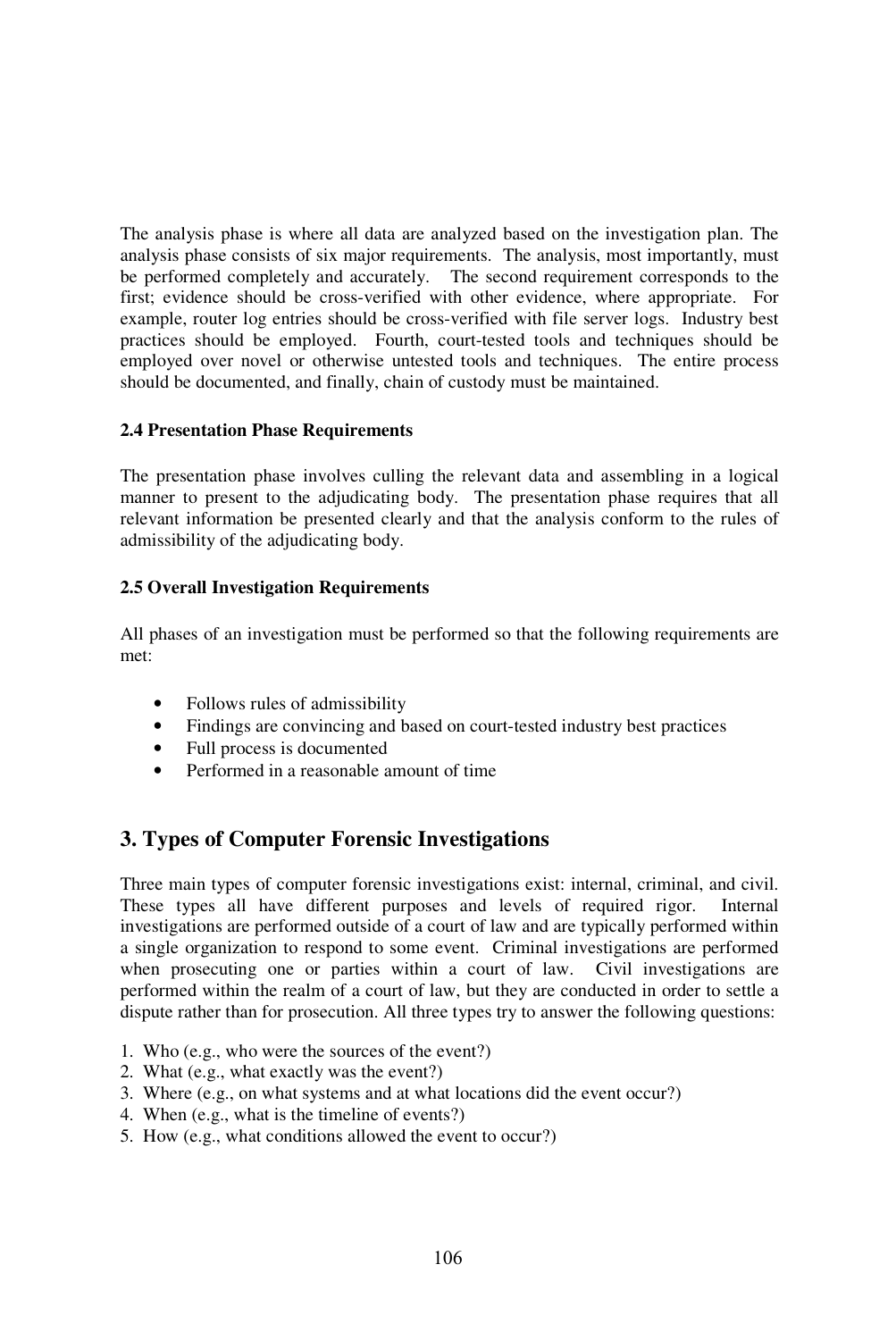The analysis phase is where all data are analyzed based on the investigation plan. The analysis phase consists of six major requirements. The analysis, most importantly, must be performed completely and accurately. The second requirement corresponds to the first; evidence should be cross-verified with other evidence, where appropriate. For example, router log entries should be cross-verified with file server logs. Industry best practices should be employed. Fourth, court-tested tools and techniques should be employed over novel or otherwise untested tools and techniques. The entire process should be documented, and finally, chain of custody must be maintained.

### 2.4 Presentation Phase Requirements

The presentation phase involves culling the relevant data and assembling in a logical manner to present to the adjudicating body. The presentation phase requires that all relevant information be presented clearly and that the analysis conform to the rules of admissibility of the adjudicating body.

### 2.5 Overall Investigation Requirements

All phases of an investigation must be performed so that the following requirements are met:

- Follows rules of admissibility
- Findings are convincing and based on court-tested industry best practices
- Full process is documented
- Performed in a reasonable amount of time

## 3. Types of Computer Forensic Investigations

Three main types of computer forensic investigations exist: internal, criminal, and civil. These types all have different purposes and levels of required rigor. Internal investigations are performed outside of a court of law and are typically performed within a single organization to respond to some event. Criminal investigations are performed when prosecuting one or parties within a court of law. Civil investigations are performed within the realm of a court of law, but they are conducted in order to settle a dispute rather than for prosecution. All three types try to answer the following questions:

1. Who (e.g., who were the sources of the event?)
2. What (e.g., what exactly was the event?)
3. Where (e.g., on what systems and at what locations did the event occur?)
4. When (e.g., what is the timeline of events?)
5. How (e.g., what conditions allowed the event to occur?)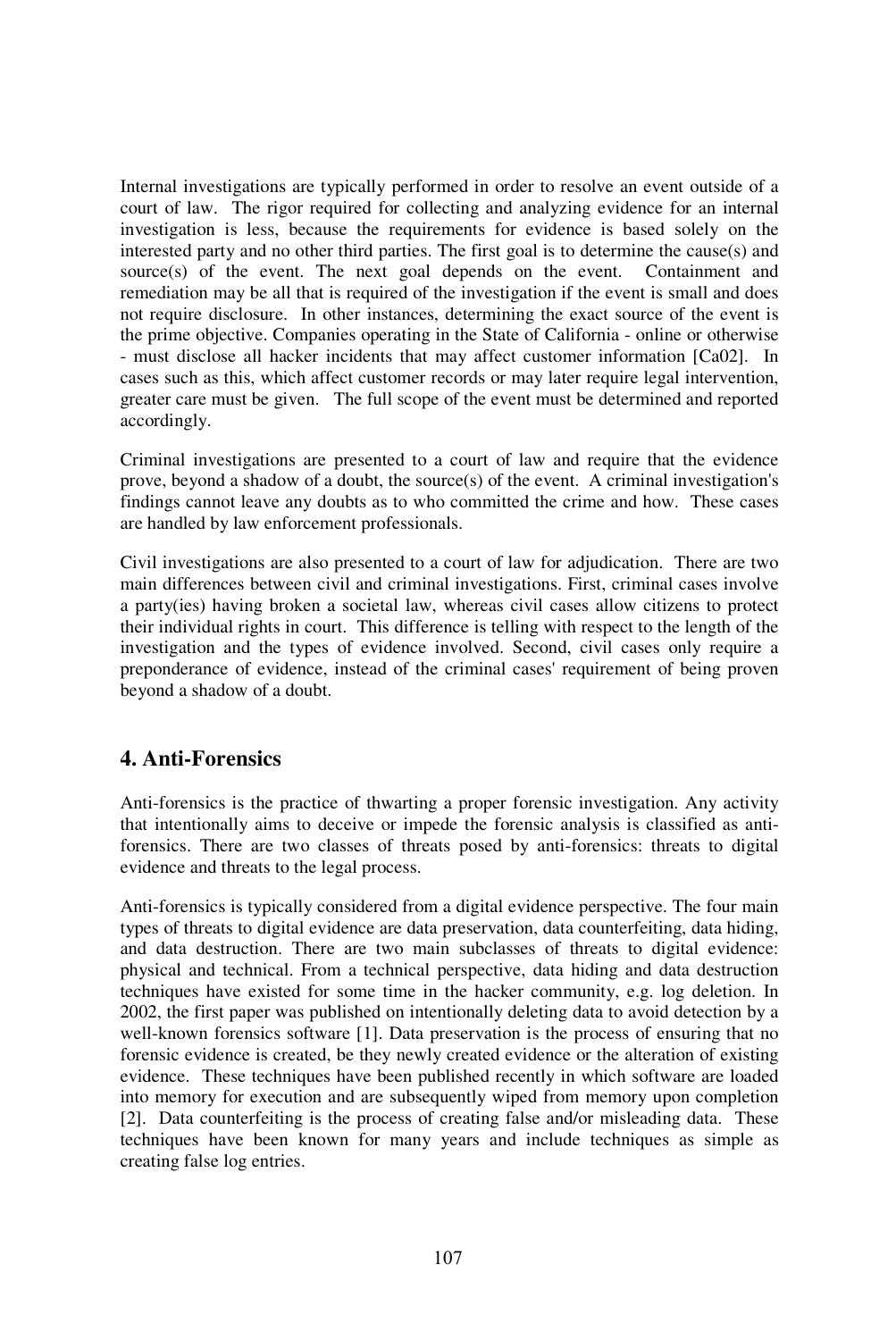Internal investigations are typically performed in order to resolve an event outside of a court of law. The rigor required for collecting and analyzing evidence for an internal investigation is less, because the requirements for evidence is based solely on the interested party and no other third parties. The first goal is to determine the cause(s) and source(s) of the event. The next goal depends on the event. Containment and remediation may be all that is required of the investigation if the event is small and does not require disclosure. In other instances, determining the exact source of the event is the prime objective. Companies operating in the State of California - online or otherwise - must disclose all hacker incidents that may affect customer information [Ca02]. In cases such as this, which affect customer records or may later require legal intervention, greater care must be given. The full scope of the event must be determined and reported accordingly.

Criminal investigations are presented to a court of law and require that the evidence prove, beyond a shadow of a doubt, the source(s) of the event. A criminal investigation's findings cannot leave any doubts as to who committed the crime and how. These cases are handled by law enforcement professionals.

Civil investigations are also presented to a court of law for adjudication. There are two main differences between civil and criminal investigations. First, criminal cases involve a party(ies) having broken a societal law, whereas civil cases allow citizens to protect their individual rights in court. This difference is telling with respect to the length of the investigation and the types of evidence involved. Second, civil cases only require a preponderance of evidence, instead of the criminal cases' requirement of being proven beyond a shadow of a doubt.

## 4. Anti-Forensics

Anti-forensics is the practice of thwarting a proper forensic investigation. Any activity that intentionally aims to deceive or impede the forensic analysis is classified as anti-forensics. There are two classes of threats posed by anti-forensics: threats to digital evidence and threats to the legal process.

Anti-forensics is typically considered from a digital evidence perspective. The four main types of threats to digital evidence are data preservation, data counterfeiting, data hiding, and data destruction. There are two main subclasses of threats to digital evidence: physical and technical. From a technical perspective, data hiding and data destruction techniques have existed for some time in the hacker community, e.g. log deletion. In 2002, the first paper was published on intentionally deleting data to avoid detection by a well-known forensics software [1]. Data preservation is the process of ensuring that no forensic evidence is created, be they newly created evidence or the alteration of existing evidence. These techniques have been published recently in which software are loaded into memory for execution and are subsequently wiped from memory upon completion [2]. Data counterfeiting is the process of creating false and/or misleading data. These techniques have been known for many years and include techniques as simple as creating false log entries.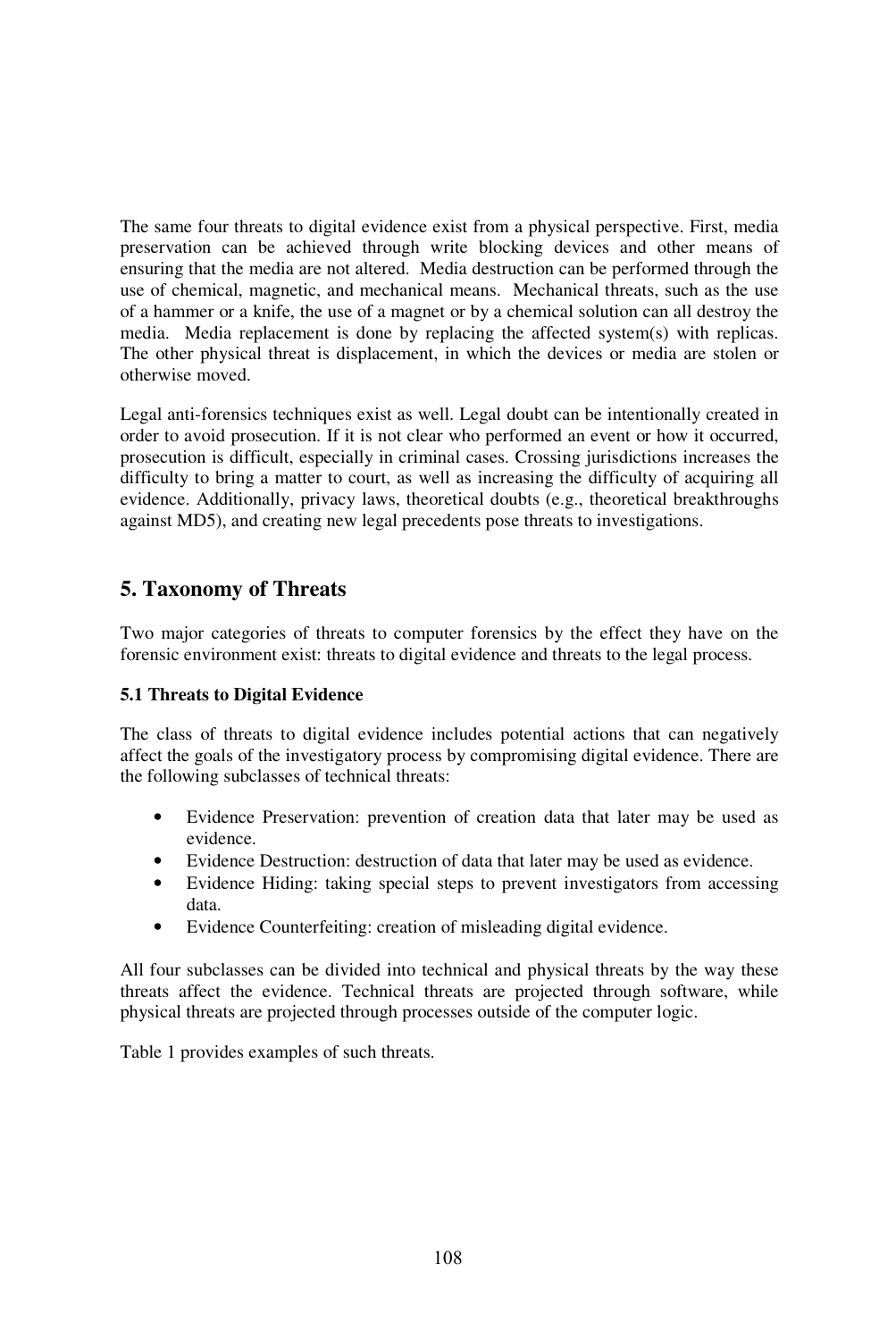The same four threats to digital evidence exist from a physical perspective. First, media preservation can be achieved through write blocking devices and other means of ensuring that the media are not altered. Media destruction can be performed through the use of chemical, magnetic, and mechanical means. Mechanical threats, such as the use of a hammer or a knife, the use of a magnet or by a chemical solution can all destroy the media. Media replacement is done by replacing the affected system(s) with replicas. The other physical threat is displacement, in which the devices or media are stolen or otherwise moved.

Legal anti-forensics techniques exist as well. Legal doubt can be intentionally created in order to avoid prosecution. If it is not clear who performed an event or how it occurred, prosecution is difficult, especially in criminal cases. Crossing jurisdictions increases the difficulty to bring a matter to court, as well as increasing the difficulty of acquiring all evidence. Additionally, privacy laws, theoretical doubts (e.g., theoretical breakthroughs against MD5), and creating new legal precedents pose threats to investigations.

## 5. Taxonomy of Threats

Two major categories of threats to computer forensics by the effect they have on the forensic environment exist: threats to digital evidence and threats to the legal process.

### 5.1 Threats to Digital Evidence

The class of threats to digital evidence includes potential actions that can negatively affect the goals of the investigatory process by compromising digital evidence. There are the following subclasses of technical threats:

- Evidence Preservation: prevention of creation data that later may be used as evidence.
- Evidence Destruction: destruction of data that later may be used as evidence.
- Evidence Hiding: taking special steps to prevent investigators from accessing data.
- Evidence Counterfeiting: creation of misleading digital evidence.

All four subclasses can be divided into technical and physical threats by the way these threats affect the evidence. Technical threats are projected through software, while physical threats are projected through processes outside of the computer logic.

Table 1 provides examples of such threats.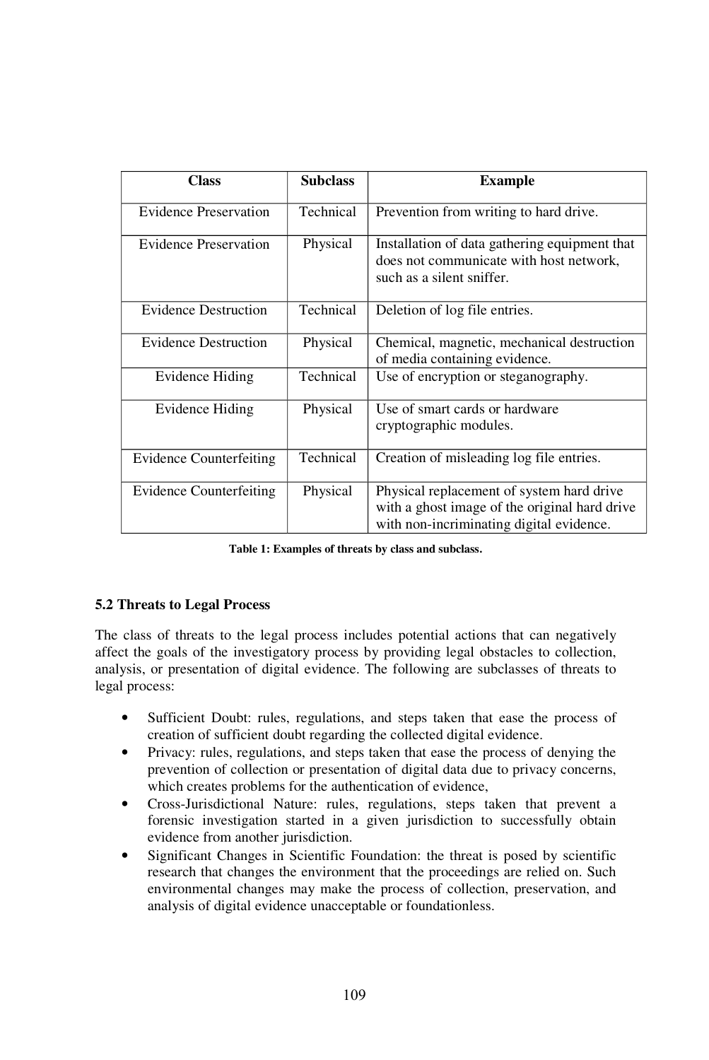| Class | Subclass | Example |
|---|---|---|
| Evidence Preservation | Technical | Prevention from writing to hard drive. |
| Evidence Preservation | Physical | Installation of data gathering equipment that does not communicate with host network, such as a silent sniffer. |
| Evidence Destruction | Technical | Deletion of log file entries. |
| Evidence Destruction | Physical | Chemical, magnetic, mechanical destruction of media containing evidence. |
| Evidence Hiding | Technical | Use of encryption or steganography. |
| Evidence Hiding | Physical | Use of smart cards or hardware cryptographic modules. |
| Evidence Counterfeiting | Technical | Creation of misleading log file entries. |
| Evidence Counterfeiting | Physical | Physical replacement of system hard drive with a ghost image of the original hard drive with non-incriminating digital evidence. |

**Table 1: Examples of threats by class and subclass.**

### 5.2 Threats to Legal Process

The class of threats to the legal process includes potential actions that can negatively affect the goals of the investigatory process by providing legal obstacles to collection, analysis, or presentation of digital evidence. The following are subclasses of threats to legal process:

- Sufficient Doubt: rules, regulations, and steps taken that ease the process of creation of sufficient doubt regarding the collected digital evidence.
- Privacy: rules, regulations, and steps taken that ease the process of denying the prevention of collection or presentation of digital data due to privacy concerns, which creates problems for the authentication of evidence,
- Cross-Jurisdictional Nature: rules, regulations, steps taken that prevent a forensic investigation started in a given jurisdiction to successfully obtain evidence from another jurisdiction.
- Significant Changes in Scientific Foundation: the threat is posed by scientific research that changes the environment that the proceedings are relied on. Such environmental changes may make the process of collection, preservation, and analysis of digital evidence unacceptable or foundationless.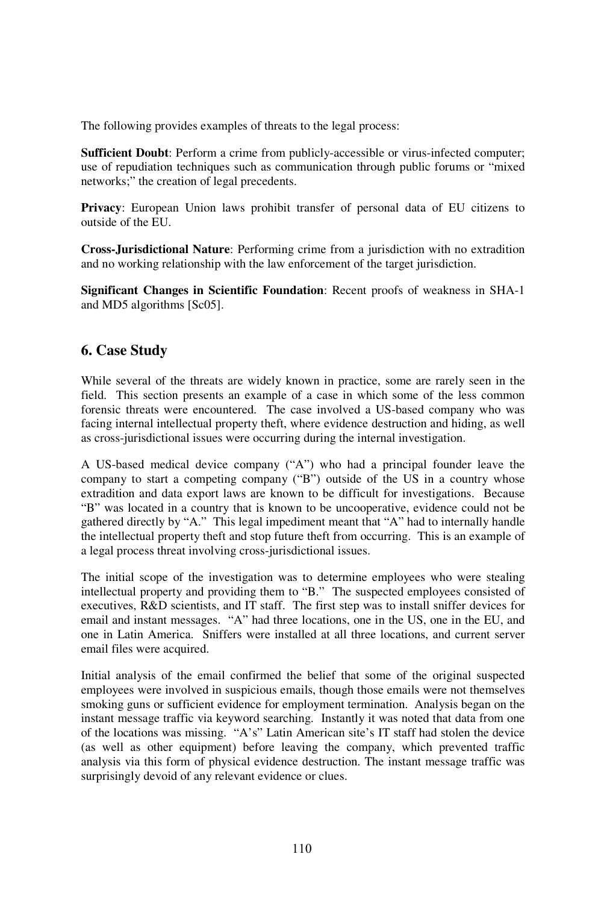The following provides examples of threats to the legal process:

**Sufficient Doubt**: Perform a crime from publicly-accessible or virus-infected computer; use of repudiation techniques such as communication through public forums or "mixed networks;" the creation of legal precedents.

**Privacy**: European Union laws prohibit transfer of personal data of EU citizens to outside of the EU.

**Cross-Jurisdictional Nature**: Performing crime from a jurisdiction with no extradition and no working relationship with the law enforcement of the target jurisdiction.

**Significant Changes in Scientific Foundation**: Recent proofs of weakness in SHA-1 and MD5 algorithms [Sc05].

## 6. Case Study

While several of the threats are widely known in practice, some are rarely seen in the field. This section presents an example of a case in which some of the less common forensic threats were encountered. The case involved a US-based company who was facing internal intellectual property theft, where evidence destruction and hiding, as well as cross-jurisdictional issues were occurring during the internal investigation.

A US-based medical device company ("A") who had a principal founder leave the company to start a competing company ("B") outside of the US in a country whose extradition and data export laws are known to be difficult for investigations. Because "B" was located in a country that is known to be uncooperative, evidence could not be gathered directly by "A." This legal impediment meant that "A" had to internally handle the intellectual property theft and stop future theft from occurring. This is an example of a legal process threat involving cross-jurisdictional issues.

The initial scope of the investigation was to determine employees who were stealing intellectual property and providing them to "B." The suspected employees consisted of executives, R&D scientists, and IT staff. The first step was to install sniffer devices for email and instant messages. "A" had three locations, one in the US, one in the EU, and one in Latin America. Sniffers were installed at all three locations, and current server email files were acquired.

Initial analysis of the email confirmed the belief that some of the original suspected employees were involved in suspicious emails, though those emails were not themselves smoking guns or sufficient evidence for employment termination. Analysis began on the instant message traffic via keyword searching. Instantly it was noted that data from one of the locations was missing. "A's" Latin American site's IT staff had stolen the device (as well as other equipment) before leaving the company, which prevented traffic analysis via this form of physical evidence destruction. The instant message traffic was surprisingly devoid of any relevant evidence or clues.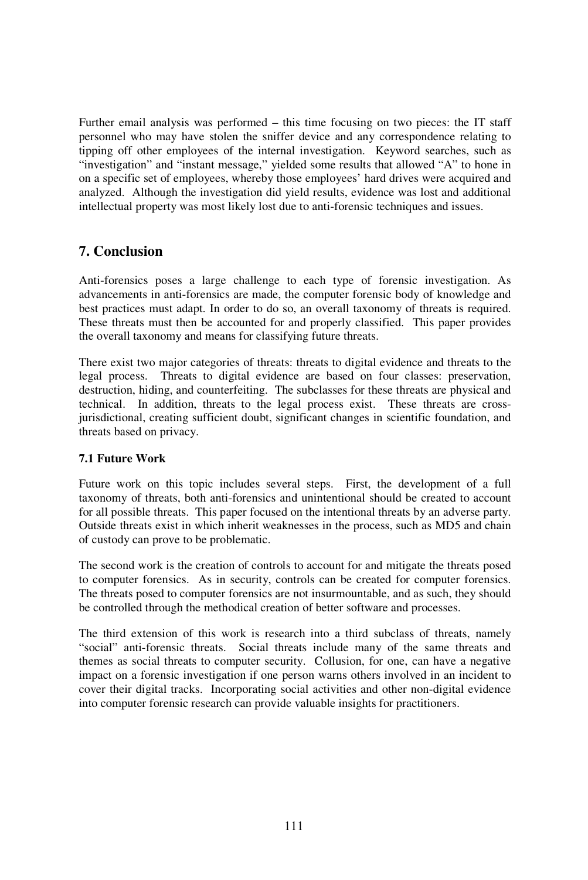Further email analysis was performed – this time focusing on two pieces: the IT staff personnel who may have stolen the sniffer device and any correspondence relating to tipping off other employees of the internal investigation. Keyword searches, such as "investigation" and "instant message," yielded some results that allowed "A" to hone in on a specific set of employees, whereby those employees' hard drives were acquired and analyzed. Although the investigation did yield results, evidence was lost and additional intellectual property was most likely lost due to anti-forensic techniques and issues.

## 7. Conclusion

Anti-forensics poses a large challenge to each type of forensic investigation. As advancements in anti-forensics are made, the computer forensic body of knowledge and best practices must adapt. In order to do so, an overall taxonomy of threats is required. These threats must then be accounted for and properly classified. This paper provides the overall taxonomy and means for classifying future threats.

There exist two major categories of threats: threats to digital evidence and threats to the legal process. Threats to digital evidence are based on four classes: preservation, destruction, hiding, and counterfeiting. The subclasses for these threats are physical and technical. In addition, threats to the legal process exist. These threats are cross-jurisdictional, creating sufficient doubt, significant changes in scientific foundation, and threats based on privacy.

### 7.1 Future Work

Future work on this topic includes several steps. First, the development of a full taxonomy of threats, both anti-forensics and unintentional should be created to account for all possible threats. This paper focused on the intentional threats by an adverse party. Outside threats exist in which inherit weaknesses in the process, such as MD5 and chain of custody can prove to be problematic.

The second work is the creation of controls to account for and mitigate the threats posed to computer forensics. As in security, controls can be created for computer forensics. The threats posed to computer forensics are not insurmountable, and as such, they should be controlled through the methodical creation of better software and processes.

The third extension of this work is research into a third subclass of threats, namely "social" anti-forensic threats. Social threats include many of the same threats and themes as social threats to computer security. Collusion, for one, can have a negative impact on a forensic investigation if one person warns others involved in an incident to cover their digital tracks. Incorporating social activities and other non-digital evidence into computer forensic research can provide valuable insights for practitioners.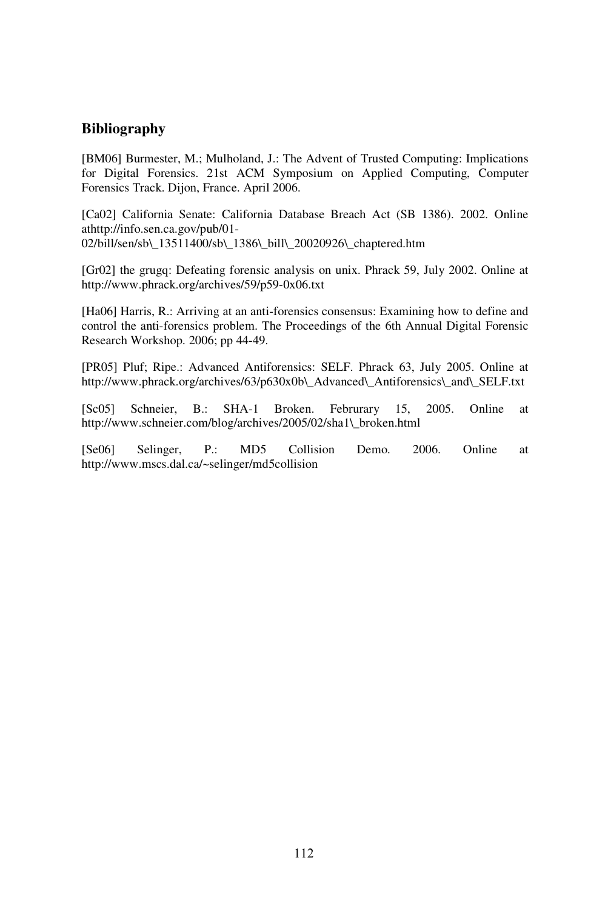## Bibliography

[BM06] Burmester, M.; Mulholand, J.: The Advent of Trusted Computing: Implications for Digital Forensics. 21st ACM Symposium on Applied Computing, Computer Forensics Track. Dijon, France. April 2006.

[Ca02] California Senate: California Database Breach Act (SB 1386). 2002. Online athttp://info.sen.ca.gov/pub/01-02/bill/sen/sb\_13511400/sb\_1386\_bill\_20020926\_chaptered.htm

[Gr02] the grugq: Defeating forensic analysis on unix. Phrack 59, July 2002. Online at http://www.phrack.org/archives/59/p59-0x06.txt

[Ha06] Harris, R.: Arriving at an anti-forensics consensus: Examining how to define and control the anti-forensics problem. The Proceedings of the 6th Annual Digital Forensic Research Workshop. 2006; pp 44-49.

[PR05] Pluf; Ripe.: Advanced Antiforensics: SELF. Phrack 63, July 2005. Online at http://www.phrack.org/archives/63/p630x0b\_Advanced\_Antiforensics\_and\_SELF.txt

[Sc05] Schneier, B.: SHA-1 Broken. Februrary 15, 2005. Online at http://www.schneier.com/blog/archives/2005/02/sha1\_broken.html

[Se06] Selinger, P.: MD5 Collision Demo. 2006. Online at http://www.mscs.dal.ca/~selinger/md5collision